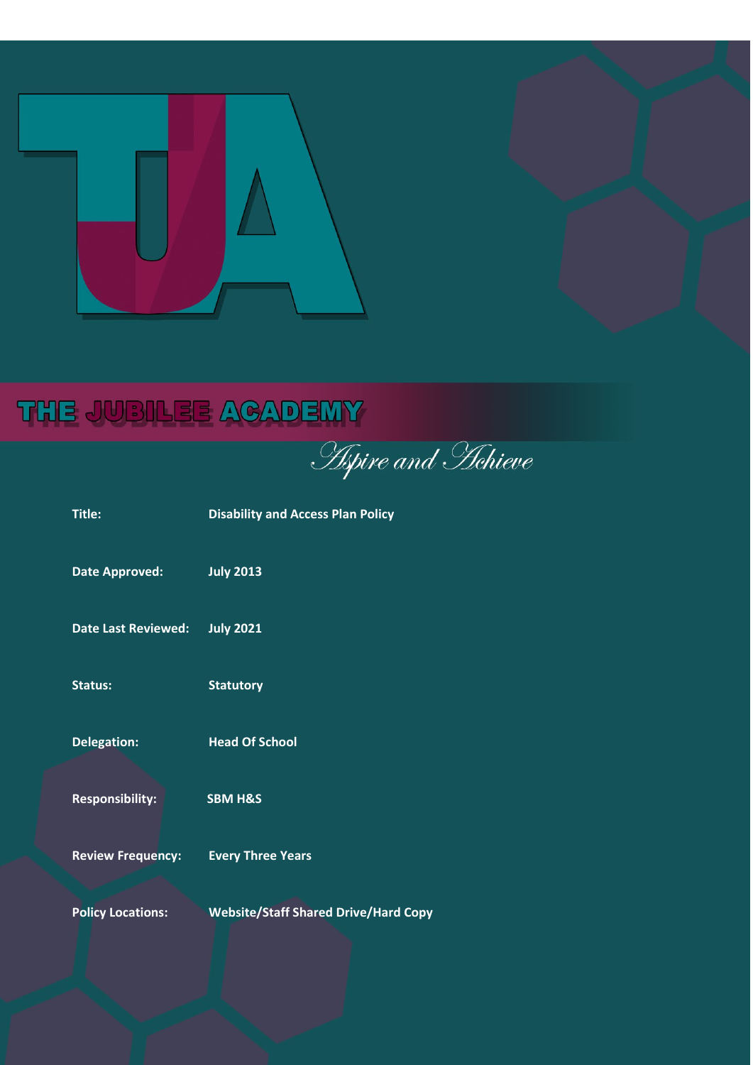# THE JUBILEE ACADEMY

*Aspire and Achieve*

| | |
|---|---|
| **Title:** | **Disability and Access Plan Policy** |
| **Date Approved:** | **July 2013** |
| **Date Last Reviewed:** | **July 2021** |
| **Status:** | **Statutory** |
| **Delegation:** | **Head Of School** |
| **Responsibility:** | **SBM H&S** |
| **Review Frequency:** | **Every Three Years** |
| **Policy Locations:** | **Website/Staff Shared Drive/Hard Copy** |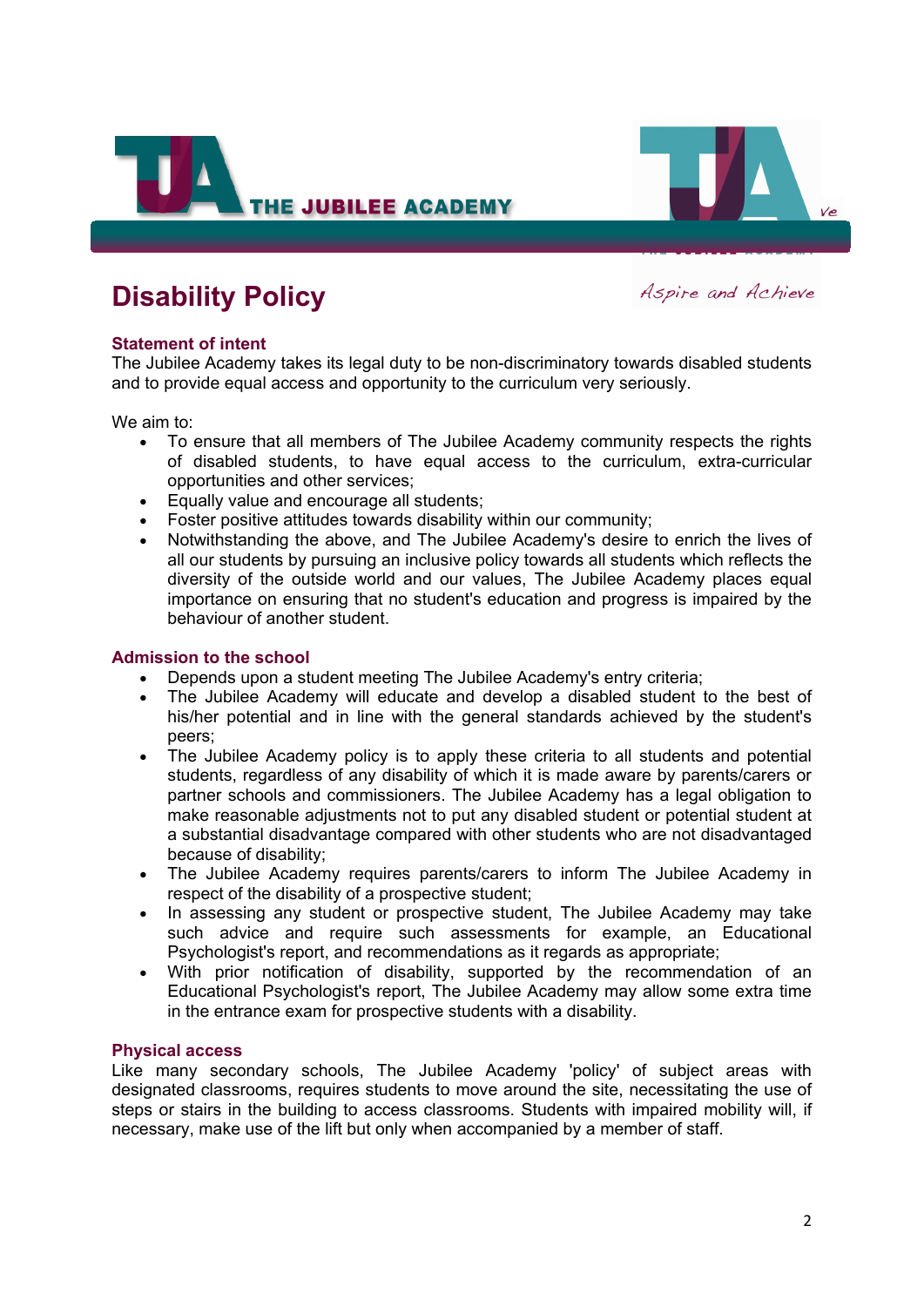# Disability Policy

### Statement of intent

The Jubilee Academy takes its legal duty to be non-discriminatory towards disabled students and to provide equal access and opportunity to the curriculum very seriously.

We aim to:

- To ensure that all members of The Jubilee Academy community respects the rights of disabled students, to have equal access to the curriculum, extra-curricular opportunities and other services;
- Equally value and encourage all students;
- Foster positive attitudes towards disability within our community;
- Notwithstanding the above, and The Jubilee Academy's desire to enrich the lives of all our students by pursuing an inclusive policy towards all students which reflects the diversity of the outside world and our values, The Jubilee Academy places equal importance on ensuring that no student's education and progress is impaired by the behaviour of another student.

### Admission to the school

- Depends upon a student meeting The Jubilee Academy's entry criteria;
- The Jubilee Academy will educate and develop a disabled student to the best of his/her potential and in line with the general standards achieved by the student's peers;
- The Jubilee Academy policy is to apply these criteria to all students and potential students, regardless of any disability of which it is made aware by parents/carers or partner schools and commissioners. The Jubilee Academy has a legal obligation to make reasonable adjustments not to put any disabled student or potential student at a substantial disadvantage compared with other students who are not disadvantaged because of disability;
- The Jubilee Academy requires parents/carers to inform The Jubilee Academy in respect of the disability of a prospective student;
- In assessing any student or prospective student, The Jubilee Academy may take such advice and require such assessments for example, an Educational Psychologist's report, and recommendations as it regards as appropriate;
- With prior notification of disability, supported by the recommendation of an Educational Psychologist's report, The Jubilee Academy may allow some extra time in the entrance exam for prospective students with a disability.

### Physical access

Like many secondary schools, The Jubilee Academy 'policy' of subject areas with designated classrooms, requires students to move around the site, necessitating the use of steps or stairs in the building to access classrooms. Students with impaired mobility will, if necessary, make use of the lift but only when accompanied by a member of staff.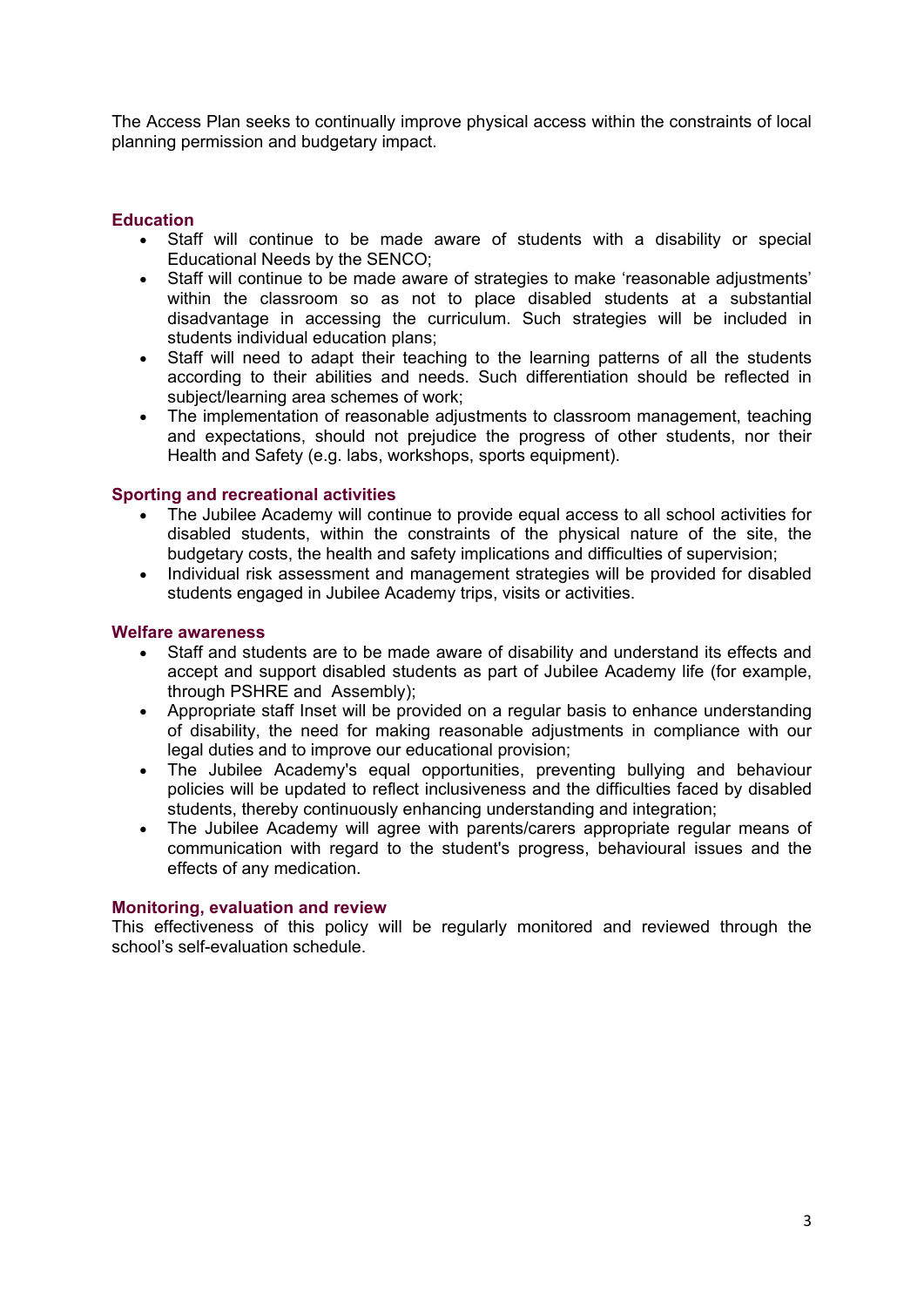The Access Plan seeks to continually improve physical access within the constraints of local planning permission and budgetary impact.

### Education

- Staff will continue to be made aware of students with a disability or special Educational Needs by the SENCO;
- Staff will continue to be made aware of strategies to make 'reasonable adjustments' within the classroom so as not to place disabled students at a substantial disadvantage in accessing the curriculum. Such strategies will be included in students individual education plans;
- Staff will need to adapt their teaching to the learning patterns of all the students according to their abilities and needs. Such differentiation should be reflected in subject/learning area schemes of work;
- The implementation of reasonable adjustments to classroom management, teaching and expectations, should not prejudice the progress of other students, nor their Health and Safety (e.g. labs, workshops, sports equipment).

### Sporting and recreational activities

- The Jubilee Academy will continue to provide equal access to all school activities for disabled students, within the constraints of the physical nature of the site, the budgetary costs, the health and safety implications and difficulties of supervision;
- Individual risk assessment and management strategies will be provided for disabled students engaged in Jubilee Academy trips, visits or activities.

### Welfare awareness

- Staff and students are to be made aware of disability and understand its effects and accept and support disabled students as part of Jubilee Academy life (for example, through PSHRE and Assembly);
- Appropriate staff Inset will be provided on a regular basis to enhance understanding of disability, the need for making reasonable adjustments in compliance with our legal duties and to improve our educational provision;
- The Jubilee Academy's equal opportunities, preventing bullying and behaviour policies will be updated to reflect inclusiveness and the difficulties faced by disabled students, thereby continuously enhancing understanding and integration;
- The Jubilee Academy will agree with parents/carers appropriate regular means of communication with regard to the student's progress, behavioural issues and the effects of any medication.

### Monitoring, evaluation and review

This effectiveness of this policy will be regularly monitored and reviewed through the school's self-evaluation schedule.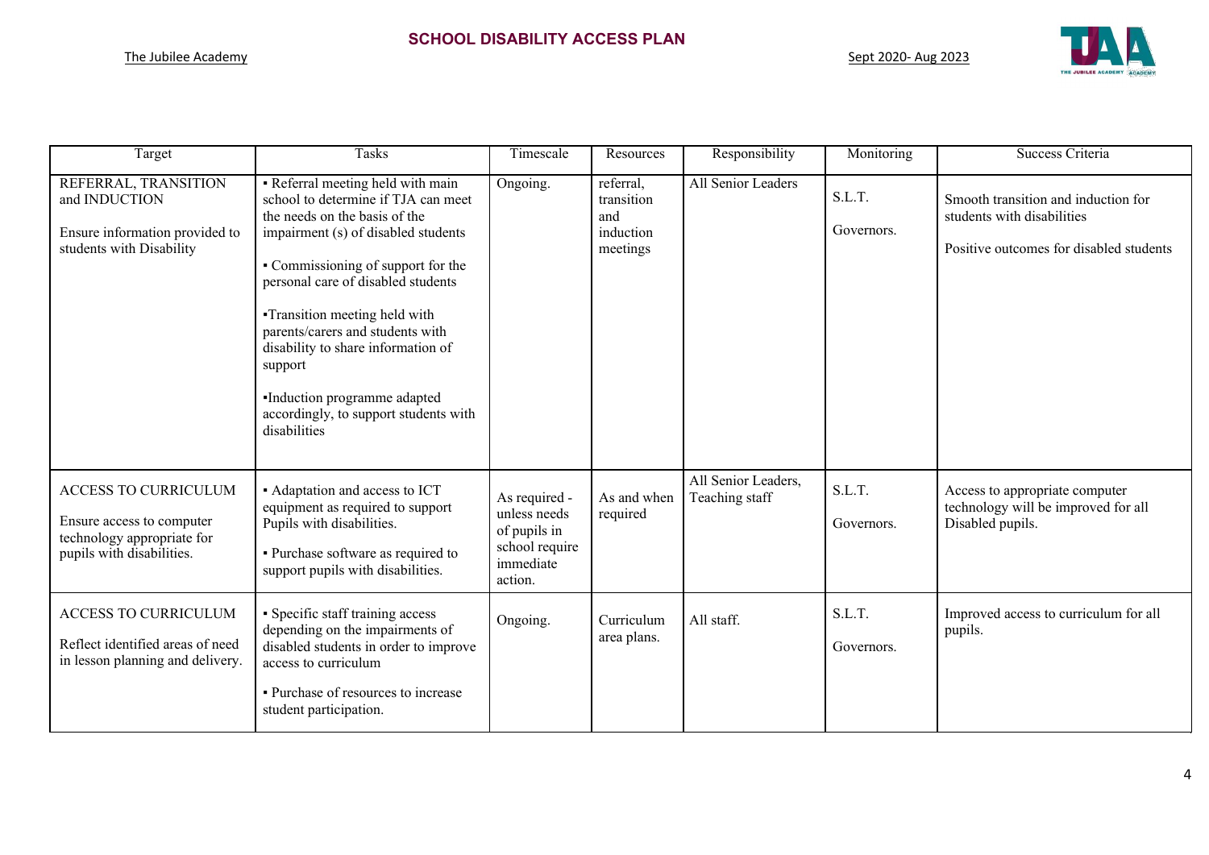| Target | Tasks | Timescale | Resources | Responsibility | Monitoring | Success Criteria |
|---|---|---|---|---|---|---|
| REFERRAL, TRANSITION and INDUCTION<br><br>Ensure information provided to students with Disability | ▪ Referral meeting held with main school to determine if TJA can meet the needs on the basis of the impairment (s) of disabled students<br><br>▪ Commissioning of support for the personal care of disabled students<br><br>▪Transition meeting held with parents/carers and students with disability to share information of support<br><br>▪Induction programme adapted accordingly, to support students with disabilities | Ongoing. | referral, transition and induction meetings | All Senior Leaders | S.L.T.<br><br>Governors. | Smooth transition and induction for students with disabilities<br><br>Positive outcomes for disabled students |
| ACCESS TO CURRICULUM<br><br>Ensure access to computer technology appropriate for pupils with disabilities. | ▪ Adaptation and access to ICT equipment as required to support Pupils with disabilities.<br><br>▪ Purchase software as required to support pupils with disabilities. | As required - unless needs of pupils in school require immediate action. | As and when required | All Senior Leaders, Teaching staff | S.L.T.<br><br>Governors. | Access to appropriate computer technology will be improved for all Disabled pupils. |
| ACCESS TO CURRICULUM<br><br>Reflect identified areas of need in lesson planning and delivery. | ▪ Specific staff training access depending on the impairments of disabled students in order to improve access to curriculum<br><br>▪ Purchase of resources to increase student participation. | Ongoing. | Curriculum area plans. | All staff. | S.L.T.<br><br>Governors. | Improved access to curriculum for all pupils. |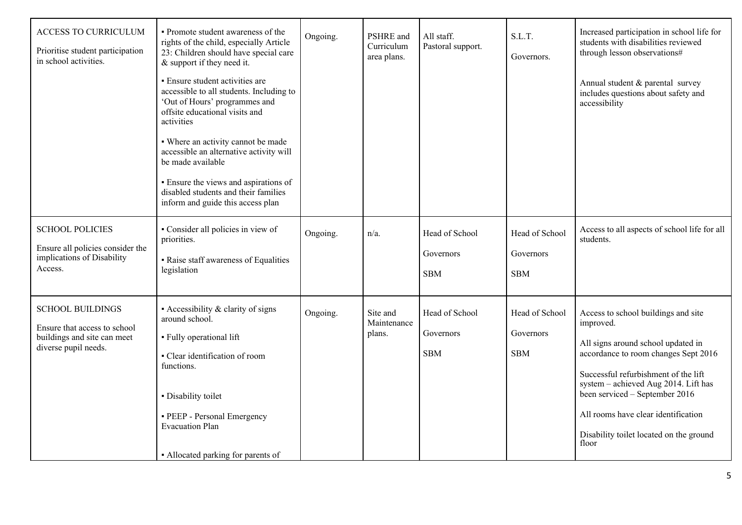| ACCESS TO CURRICULUM<br><br>Prioritise student participation in school activities. | ▪ Promote student awareness of the rights of the child, especially Article 23: Children should have special care & support if they need it.<br><br>▪ Ensure student activities are accessible to all students. Including to 'Out of Hours' programmes and offsite educational visits and activities<br><br>▪ Where an activity cannot be made accessible an alternative activity will be made available<br><br>▪ Ensure the views and aspirations of disabled students and their families inform and guide this access plan | Ongoing. | PSHRE and Curriculum area plans. | All staff.<br>Pastoral support. | S.L.T.<br><br>Governors. | Increased participation in school life for students with disabilities reviewed through lesson observations#<br><br>Annual student & parental survey includes questions about safety and accessibility |
|---|---|---|---|---|---|---|
| SCHOOL POLICIES<br><br>Ensure all policies consider the implications of Disability Access. | ▪ Consider all policies in view of priorities.<br><br>▪ Raise staff awareness of Equalities legislation | Ongoing. | n/a. | Head of School<br><br>Governors<br><br>SBM | Head of School<br><br>Governors<br><br>SBM | Access to all aspects of school life for all students. |
| SCHOOL BUILDINGS<br><br>Ensure that access to school buildings and site can meet diverse pupil needs. | ▪ Accessibility & clarity of signs around school.<br><br>▪ Fully operational lift<br><br>▪ Clear identification of room functions.<br><br>▪ Disability toilet<br><br>▪ PEEP - Personal Emergency Evacuation Plan<br><br>▪ Allocated parking for parents of | Ongoing. | Site and Maintenance plans. | Head of School<br><br>Governors<br><br>SBM | Head of School<br><br>Governors<br><br>SBM | Access to school buildings and site improved.<br><br>All signs around school updated in accordance to room changes Sept 2016<br><br>Successful refurbishment of the lift system – achieved Aug 2014. Lift has been serviced – September 2016<br><br>All rooms have clear identification<br><br>Disability toilet located on the ground floor |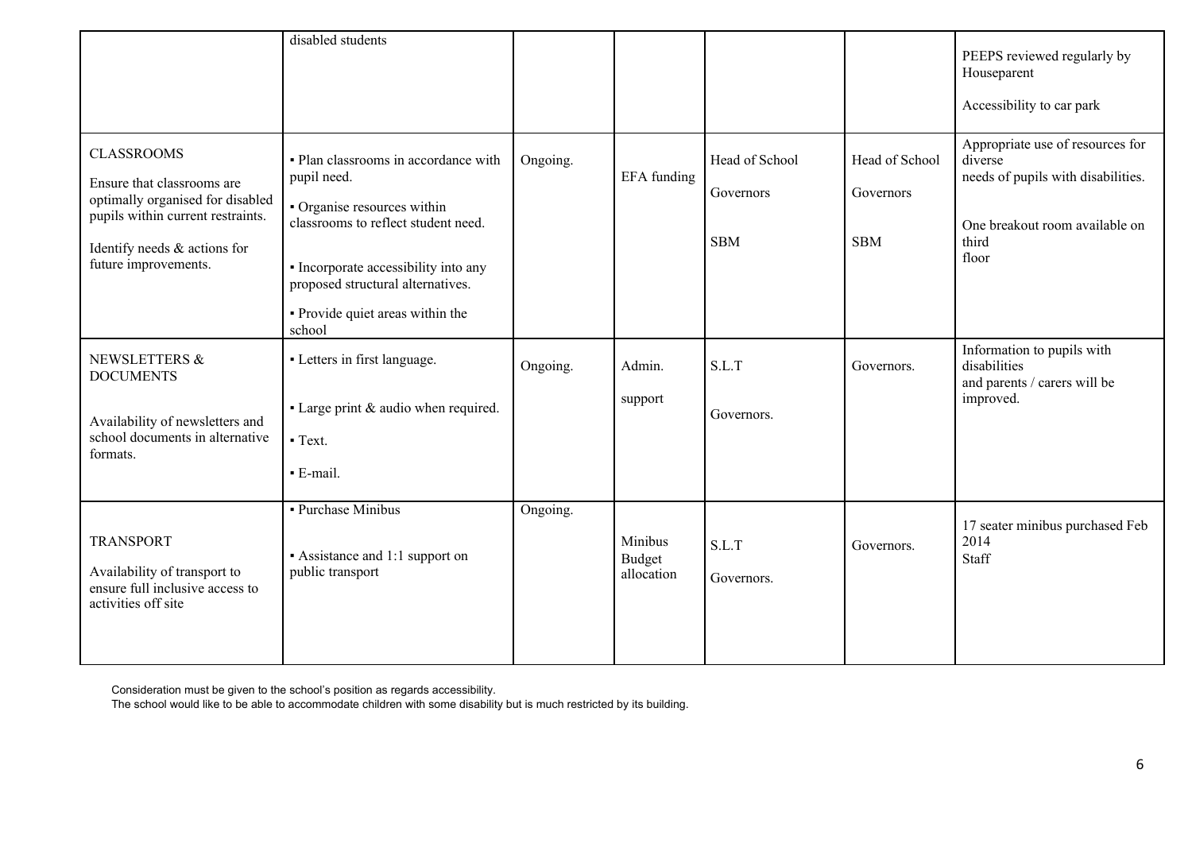| | | | | | | |
|---|---|---|---|---|---|---|
| | disabled students | | | | | PEEPS reviewed regularly by Houseparent<br><br>Accessibility to car park |
| CLASSROOMS<br><br>Ensure that classrooms are optimally organised for disabled pupils within current restraints.<br><br>Identify needs & actions for future improvements. | ▪ Plan classrooms in accordance with pupil need.<br><br>▪ Organise resources within classrooms to reflect student need.<br><br>▪ Incorporate accessibility into any proposed structural alternatives.<br><br>▪ Provide quiet areas within the school | Ongoing. | EFA funding | Head of School<br><br>Governors<br><br>SBM | Head of School<br><br>Governors<br><br>SBM | Appropriate use of resources for diverse needs of pupils with disabilities.<br><br>One breakout room available on third floor |
| NEWSLETTERS & DOCUMENTS<br><br>Availability of newsletters and school documents in alternative formats. | ▪ Letters in first language.<br><br>▪ Large print & audio when required.<br><br>▪ Text.<br><br>▪ E-mail. | Ongoing. | Admin.<br><br>support | S.L.T<br><br>Governors. | Governors. | Information to pupils with disabilities and parents / carers will be improved. |
| TRANSPORT<br><br>Availability of transport to ensure full inclusive access to activities off site | ▪ Purchase Minibus<br><br>▪ Assistance and 1:1 support on public transport | Ongoing. | Minibus Budget allocation | S.L.T<br><br>Governors. | Governors. | 17 seater minibus purchased Feb 2014<br>Staff |

Consideration must be given to the school's position as regards accessibility.
The school would like to be able to accommodate children with some disability but is much restricted by its building.